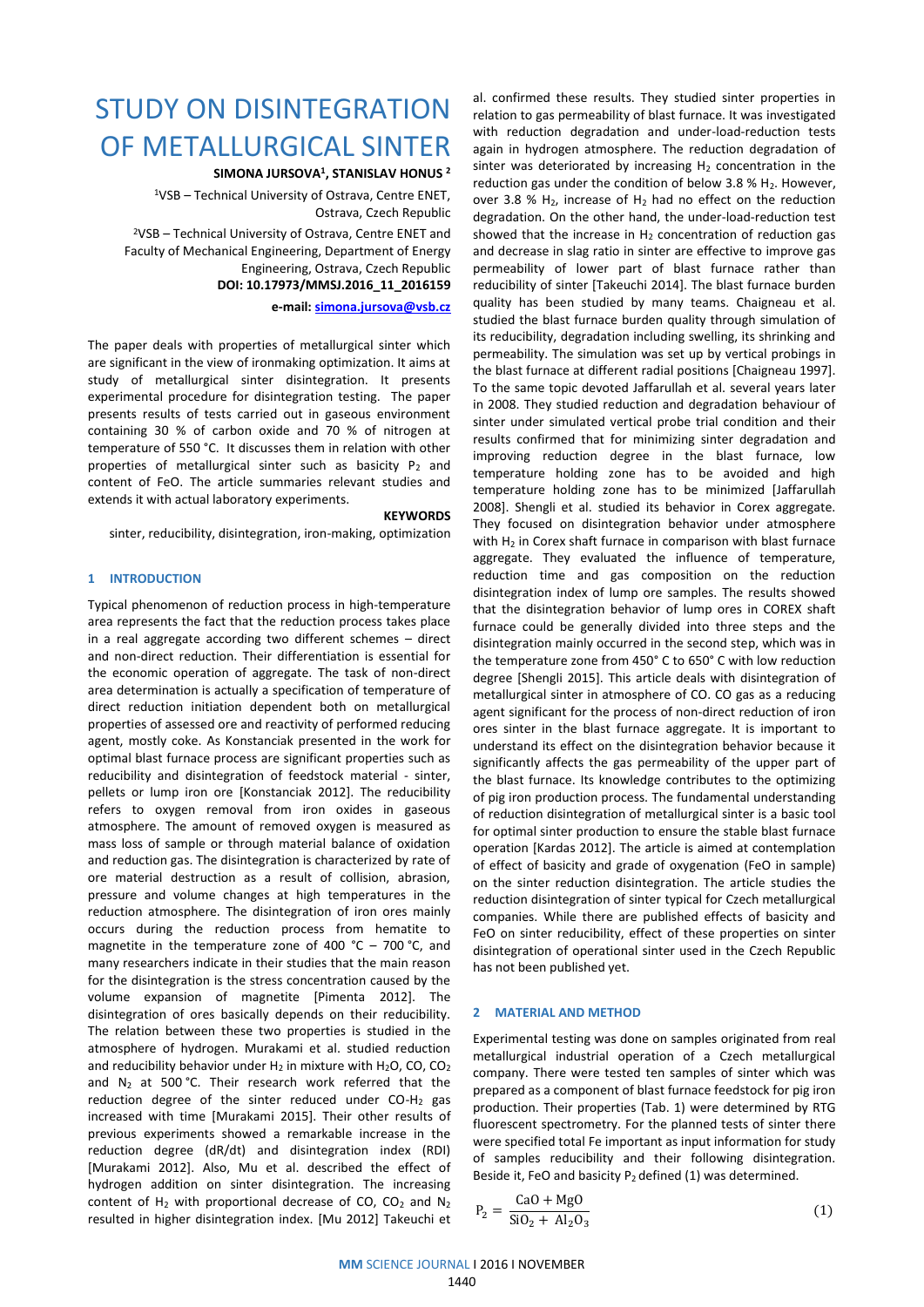# STUDY ON DISINTEGRATION OF METALLURGICAL SINTER

**SIMONA JURSOVA[1], STANISLAV HONUS [2]**

[1]VSB – Technical University of Ostrava, Centre ENET, Ostrava, Czech Republic

[2]VSB – Technical University of Ostrava, Centre ENET and Faculty of Mechanical Engineering, Department of Energy Engineering, Ostrava, Czech Republic

**DOI: 10.17973/MMSJ.2016_11_2016159**

**e-mail: simona.jursova@vsb.cz**

The paper deals with properties of metallurgical sinter which are significant in the view of ironmaking optimization. It aims at study of metallurgical sinter disintegration. It presents experimental procedure for disintegration testing. The paper presents results of tests carried out in gaseous environment containing 30 % of carbon oxide and 70 % of nitrogen at temperature of 550 °C. It discusses them in relation with other properties of metallurgical sinter such as basicity $P_2$ and content of FeO. The article summaries relevant studies and extends it with actual laboratory experiments.

**KEYWORDS**

sinter, reducibility, disintegration, iron-making, optimization

## 1 INTRODUCTION

Typical phenomenon of reduction process in high-temperature area represents the fact that the reduction process takes place in a real aggregate according two different schemes – direct and non-direct reduction. Their differentiation is essential for the economic operation of aggregate. The task of non-direct area determination is actually a specification of temperature of direct reduction initiation dependent both on metallurgical properties of assessed ore and reactivity of performed reducing agent, mostly coke. As Konstanciak presented in the work for optimal blast furnace process are significant properties such as reducibility and disintegration of feedstock material - sinter, pellets or lump iron ore [Konstanciak 2012]. The reducibility refers to oxygen removal from iron oxides in gaseous atmosphere. The amount of removed oxygen is measured as mass loss of sample or through material balance of oxidation and reduction gas. The disintegration is characterized by rate of ore material destruction as a result of collision, abrasion, pressure and volume changes at high temperatures in the reduction atmosphere. The disintegration of iron ores mainly occurs during the reduction process from hematite to magnetite in the temperature zone of 400 °C – 700 °C, and many researchers indicate in their studies that the main reason for the disintegration is the stress concentration caused by the volume expansion of magnetite [Pimenta 2012]. The disintegration of ores basically depends on their reducibility. The relation between these two properties is studied in the atmosphere of hydrogen. Murakami et al. studied reduction and reducibility behavior under $H_2$ in mixture with $H_2O$, CO, $CO_2$ and $N_2$ at 500 °C. Their research work referred that the reduction degree of the sinter reduced under CO-$H_2$ gas increased with time [Murakami 2015]. Their other results of previous experiments showed a remarkable increase in the reduction degree (dR/dt) and disintegration index (RDI) [Murakami 2012]. Also, Mu et al. described the effect of hydrogen addition on sinter disintegration. The increasing content of $H_2$ with proportional decrease of CO, $CO_2$ and $N_2$ resulted in higher disintegration index. [Mu 2012] Takeuchi et al. confirmed these results. They studied sinter properties in relation to gas permeability of blast furnace. It was investigated with reduction degradation and under-load-reduction tests again in hydrogen atmosphere. The reduction degradation of sinter was deteriorated by increasing $H_2$ concentration in the reduction gas under the condition of below 3.8 % $H_2$. However, over 3.8 % $H_2$, increase of $H_2$ had no effect on the reduction degradation. On the other hand, the under-load-reduction test showed that the increase in $H_2$ concentration of reduction gas and decrease in slag ratio in sinter are effective to improve gas permeability of lower part of blast furnace rather than reducibility of sinter [Takeuchi 2014]. The blast furnace burden quality has been studied by many teams. Chaigneau et al. studied the blast furnace burden quality through simulation of its reducibility, degradation including swelling, its shrinking and permeability. The simulation was set up by vertical probings in the blast furnace at different radial positions [Chaigneau 1997]. To the same topic devoted Jaffarullah et al. several years later in 2008. They studied reduction and degradation behaviour of sinter under simulated vertical probe trial condition and their results confirmed that for minimizing sinter degradation and improving reduction degree in the blast furnace, low temperature holding zone has to be avoided and high temperature holding zone has to be minimized [Jaffarullah 2008]. Shengli et al. studied its behavior in Corex aggregate. They focused on disintegration behavior under atmosphere with $H_2$ in Corex shaft furnace in comparison with blast furnace aggregate. They evaluated the influence of temperature, reduction time and gas composition on the reduction disintegration index of lump ore samples. The results showed that the disintegration behavior of lump ores in COREX shaft furnace could be generally divided into three steps and the disintegration mainly occurred in the second step, which was in the temperature zone from 450° C to 650° C with low reduction degree [Shengli 2015]. This article deals with disintegration of metallurgical sinter in atmosphere of CO. CO gas as a reducing agent significant for the process of non-direct reduction of iron ores sinter in the blast furnace aggregate. It is important to understand its effect on the disintegration behavior because it significantly affects the gas permeability of the upper part of the blast furnace. Its knowledge contributes to the optimizing of pig iron production process. The fundamental understanding of reduction disintegration of metallurgical sinter is a basic tool for optimal sinter production to ensure the stable blast furnace operation [Kardas 2012]. The article is aimed at contemplation of effect of basicity and grade of oxygenation (FeO in sample) on the sinter reduction disintegration. The article studies the reduction disintegration of sinter typical for Czech metallurgical companies. While there are published effects of basicity and FeO on sinter reducibility, effect of these properties on sinter disintegration of operational sinter used in the Czech Republic has not been published yet.

## 2 MATERIAL AND METHOD

Experimental testing was done on samples originated from real metallurgical industrial operation of a Czech metallurgical company. There were tested ten samples of sinter which was prepared as a component of blast furnace feedstock for pig iron production. Their properties (Tab. 1) were determined by RTG fluorescent spectrometry. For the planned tests of sinter there were specified total Fe important as input information for study of samples reducibility and their following disintegration. Beside it, FeO and basicity $P_2$ defined (1) was determined.

$$P_2 = \frac{CaO + MgO}{SiO_2 + Al_2O_3} \qquad (1)$$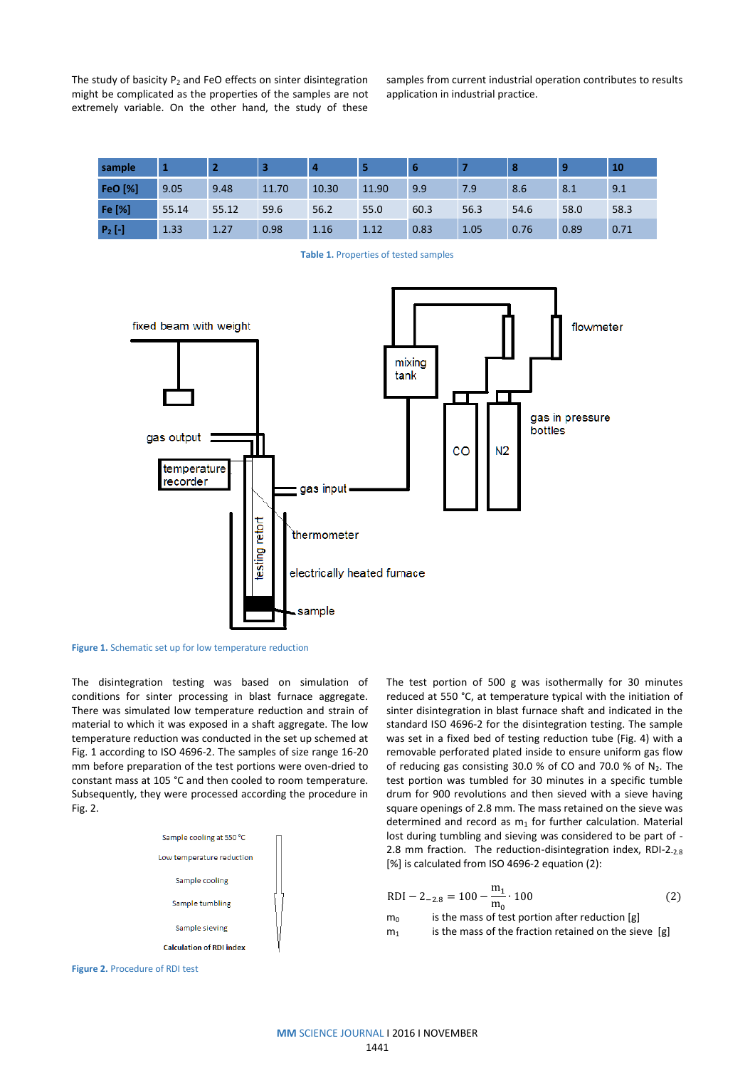The study of basicity $P_2$ and FeO effects on sinter disintegration might be complicated as the properties of the samples are not extremely variable. On the other hand, the study of these samples from current industrial operation contributes to results application in industrial practice.

| sample | 1 | 2 | 3 | 4 | 5 | 6 | 7 | 8 | 9 | 10 |
|---|---|---|---|---|---|---|---|---|---|---|
| FeO [%] | 9.05 | 9.48 | 11.70 | 10.30 | 11.90 | 9.9 | 7.9 | 8.6 | 8.1 | 9.1 |
| Fe [%] | 55.14 | 55.12 | 59.6 | 56.2 | 55.0 | 60.3 | 56.3 | 54.6 | 58.0 | 58.3 |
| $P_2$ [-] | 1.33 | 1.27 | 0.98 | 1.16 | 1.12 | 0.83 | 1.05 | 0.76 | 0.89 | 0.71 |

**Table 1.** Properties of tested samples

**Figure 1.** Schematic set up for low temperature reduction

The disintegration testing was based on simulation of conditions for sinter processing in blast furnace aggregate. There was simulated low temperature reduction and strain of material to which it was exposed in a shaft aggregate. The low temperature reduction was conducted in the set up schemed at Fig. 1 according to ISO 4696-2. The samples of size range 16-20 mm before preparation of the test portions were oven-dried to constant mass at 105 °C and then cooled to room temperature. Subsequently, they were processed according the procedure in Fig. 2.

Sample cooling at 550 °C

Low temperature reduction

Sample cooling

Sample tumbling

Sample sieving

**Calculation of RDI index**

**Figure 2.** Procedure of RDI test

The test portion of 500 g was isothermally for 30 minutes reduced at 550 °C, at temperature typical with the initiation of sinter disintegration in blast furnace shaft and indicated in the standard ISO 4696-2 for the disintegration testing. The sample was set in a fixed bed of testing reduction tube (Fig. 4) with a removable perforated plated inside to ensure uniform gas flow of reducing gas consisting 30.0 % of CO and 70.0 % of $N_2$. The test portion was tumbled for 30 minutes in a specific tumble drum for 900 revolutions and then sieved with a sieve having square openings of 2.8 mm. The mass retained on the sieve was determined and record as $m_1$ for further calculation. Material lost during tumbling and sieving was considered to be part of -2.8 mm fraction. The reduction-disintegration index, $RDI\text{-}2_{-2.8}$ [%] is calculated from ISO 4696-2 equation (2):

$$RDI - 2_{-2.8} = 100 - \frac{m_1}{m_0} \cdot 100 \tag{2}$$

$m_0$ is the mass of test portion after reduction [g]

$m_1$ is the mass of the fraction retained on the sieve [g]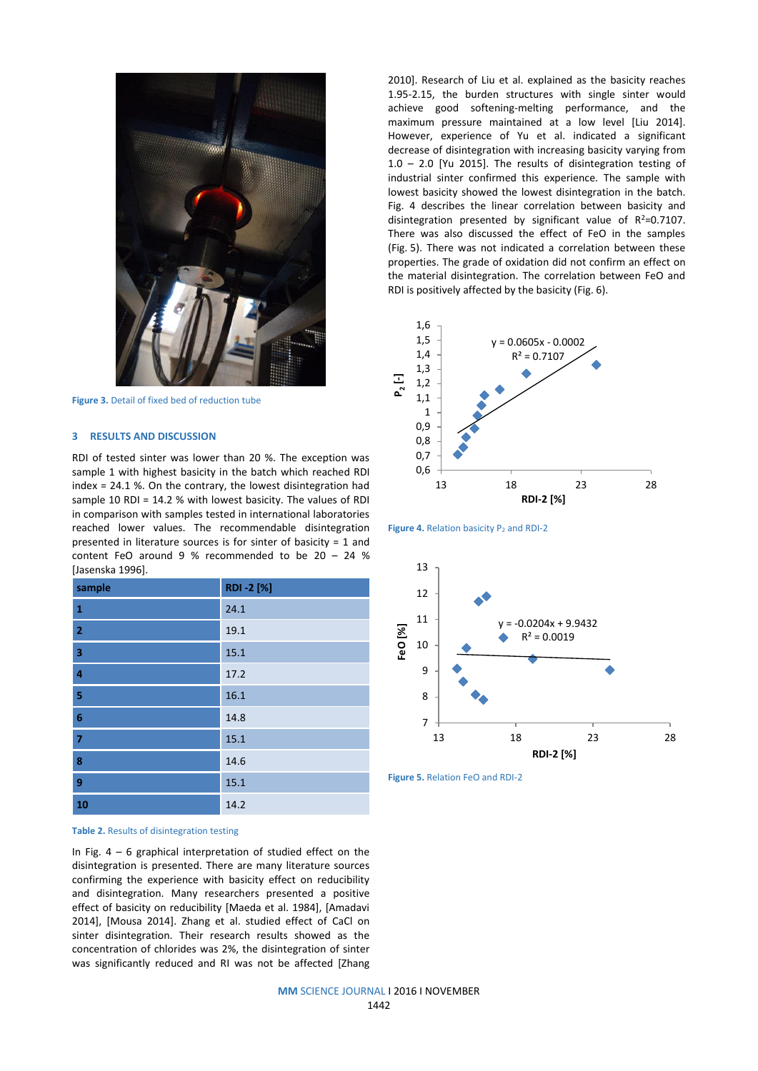Figure 3. Detail of fixed bed of reduction tube

## 3 RESULTS AND DISCUSSION

RDI of tested sinter was lower than 20 %. The exception was sample 1 with highest basicity in the batch which reached RDI index = 24.1 %. On the contrary, the lowest disintegration had sample 10 RDI = 14.2 % with lowest basicity. The values of RDI in comparison with samples tested in international laboratories reached lower values. The recommendable disintegration presented in literature sources is for sinter of basicity = 1 and content FeO around 9 % recommended to be 20 – 24 % [Jasenska 1996].

| sample | RDI -2 [%] |
|---|---|
| 1 | 24.1 |
| 2 | 19.1 |
| 3 | 15.1 |
| 4 | 17.2 |
| 5 | 16.1 |
| 6 | 14.8 |
| 7 | 15.1 |
| 8 | 14.6 |
| 9 | 15.1 |
| 10 | 14.2 |

Table 2. Results of disintegration testing

In Fig. 4 – 6 graphical interpretation of studied effect on the disintegration is presented. There are many literature sources confirming the experience with basicity effect on reducibility and disintegration. Many researchers presented a positive effect of basicity on reducibility [Maeda et al. 1984], [Amadavi 2014], [Mousa 2014]. Zhang et al. studied effect of CaCl on sinter disintegration. Their research results showed as the concentration of chlorides was 2%, the disintegration of sinter was significantly reduced and RI was not be affected [Zhang 2010]. Research of Liu et al. explained as the basicity reaches 1.95-2.15, the burden structures with single sinter would achieve good softening-melting performance, and the maximum pressure maintained at a low level [Liu 2014]. However, experience of Yu et al. indicated a significant decrease of disintegration with increasing basicity varying from 1.0 – 2.0 [Yu 2015]. The results of disintegration testing of industrial sinter confirmed this experience. The sample with lowest basicity showed the lowest disintegration in the batch. Fig. 4 describes the linear correlation between basicity and disintegration presented by significant value of $R^2$=0.7107. There was also discussed the effect of FeO in the samples (Fig. 5). There was not indicated a correlation between these properties. The grade of oxidation did not confirm an effect on the material disintegration. The correlation between FeO and RDI is positively affected by the basicity (Fig. 6).

Figure 4. Relation basicity $P_2$ and RDI-2

Figure 5. Relation FeO and RDI-2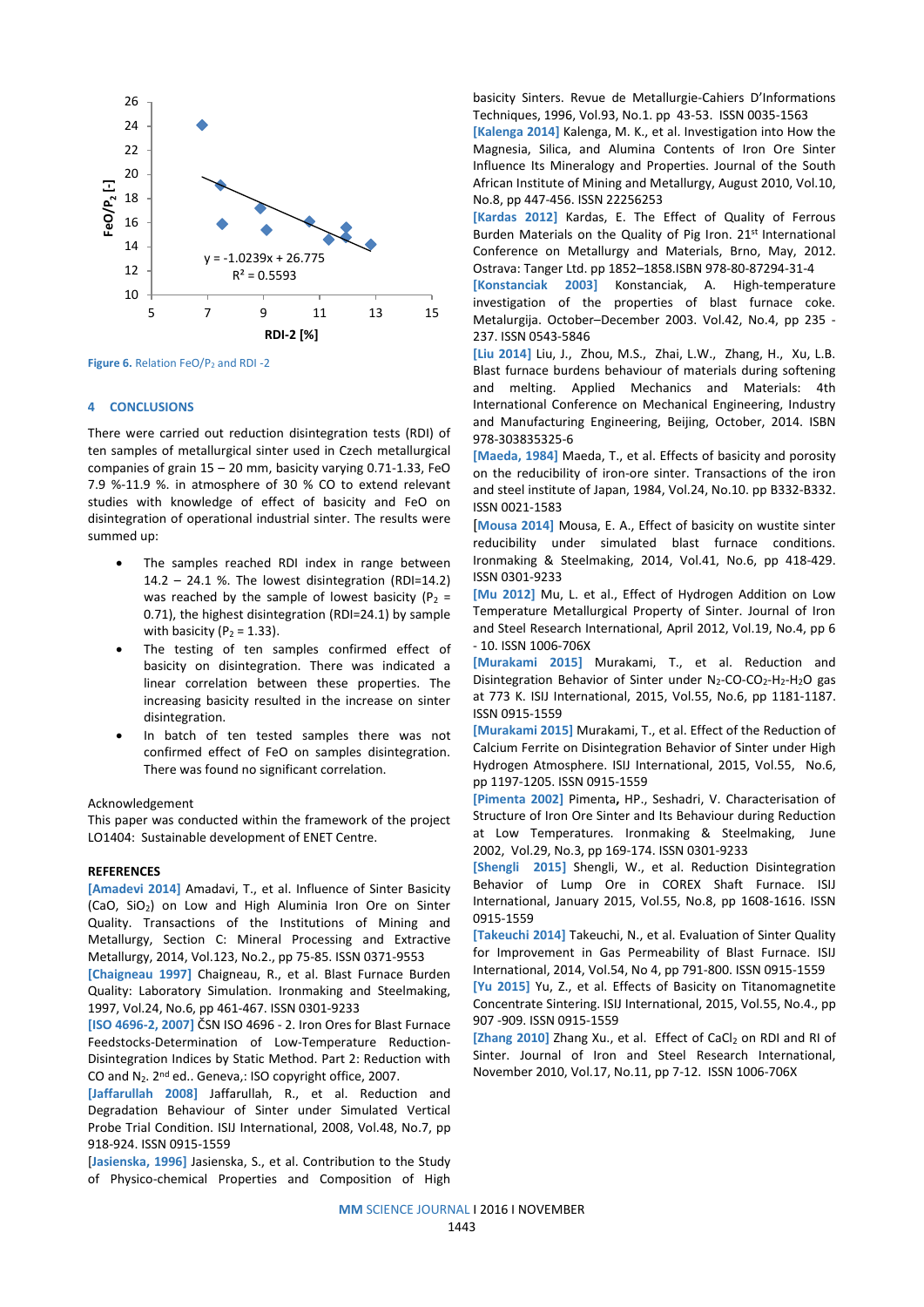Figure 6. Relation $FeO/P_2$ and RDI -2

## 4 CONCLUSIONS

There were carried out reduction disintegration tests (RDI) of ten samples of metallurgical sinter used in Czech metallurgical companies of grain 15 – 20 mm, basicity varying 0.71-1.33, FeO 7.9 %-11.9 %. in atmosphere of 30 % CO to extend relevant studies with knowledge of effect of basicity and FeO on disintegration of operational industrial sinter. The results were summed up:

- The samples reached RDI index in range between 14.2 – 24.1 %. The lowest disintegration (RDI=14.2) was reached by the sample of lowest basicity ($P_2$ = 0.71), the highest disintegration (RDI=24.1) by sample with basicity ($P_2$ = 1.33).
- The testing of ten samples confirmed effect of basicity on disintegration. There was indicated a linear correlation between these properties. The increasing basicity resulted in the increase on sinter disintegration.
- In batch of ten tested samples there was not confirmed effect of FeO on samples disintegration. There was found no significant correlation.

Acknowledgement

This paper was conducted within the framework of the project LO1404: Sustainable development of ENET Centre.

**REFERENCES**

[Amadevi 2014] Amadavi, T., et al. Influence of Sinter Basicity (CaO, $SiO_2$) on Low and High Aluminia Iron Ore on Sinter Quality. Transactions of the Institutions of Mining and Metallurgy, Section C: Mineral Processing and Extractive Metallurgy, 2014, Vol.123, No.2., pp 75-85. ISSN 0371-9553

[Chaigneau 1997] Chaigneau, R., et al. Blast Furnace Burden Quality: Laboratory Simulation. Ironmaking and Steelmaking, 1997, Vol.24, No.6, pp 461-467. ISSN 0301-9233

[ISO 4696-2, 2007] ČSN ISO 4696 - 2. Iron Ores for Blast Furnace Feedstocks-Determination of Low-Temperature Reduction-Disintegration Indices by Static Method. Part 2: Reduction with CO and $N_2$. 2nd ed.. Geneva,: ISO copyright office, 2007.

[Jaffarullah 2008] Jaffarullah, R., et al. Reduction and Degradation Behaviour of Sinter under Simulated Vertical Probe Trial Condition. ISIJ International, 2008, Vol.48, No.7, pp 918-924. ISSN 0915-1559

[Jasienska, 1996] Jasienska, S., et al. Contribution to the Study of Physico-chemical Properties and Composition of High basicity Sinters. Revue de Metallurgie-Cahiers D'Informations Techniques, 1996, Vol.93, No.1. pp 43-53. ISSN 0035-1563

[Kalenga 2014] Kalenga, M. K., et al. Investigation into How the Magnesia, Silica, and Alumina Contents of Iron Ore Sinter Influence Its Mineralogy and Properties. Journal of the South African Institute of Mining and Metallurgy, August 2010, Vol.10, No.8, pp 447-456. ISSN 22256253

[Kardas 2012] Kardas, E. The Effect of Quality of Ferrous Burden Materials on the Quality of Pig Iron. 21st International Conference on Metallurgy and Materials, Brno, May, 2012. Ostrava: Tanger Ltd. pp 1852–1858.ISBN 978-80-87294-31-4

[Konstanciak 2003] Konstanciak, A. High-temperature investigation of the properties of blast furnace coke. Metalurgija. October–December 2003. Vol.42, No.4, pp 235 - 237. ISSN 0543-5846

[Liu 2014] Liu, J., Zhou, M.S., Zhai, L.W., Zhang, H., Xu, L.B. Blast furnace behaviour of materials during softening and melting. Applied Mechanics and Materials: 4th International Conference on Mechanical Engineering, Industry and Manufacturing Engineering, Beijing, October, 2014. ISBN 978-303835325-6

[Maeda, 1984] Maeda, T., et al. Effects of basicity and porosity on the reducibility of iron-ore sinter. Transactions of the iron and steel institute of Japan, 1984, Vol.24, No.10. pp B332-B332. ISSN 0021-1583

[Mousa 2014] Mousa, E. A., Effect of basicity on wustite sinter reducibility under simulated blast furnace conditions. Ironmaking & Steelmaking, 2014, Vol.41, No.6, pp 418-429. ISSN 0301-9233

[Mu 2012] Mu, L. et al., Effect of Hydrogen Addition on Low Temperature Metallurgical Property of Sinter. Journal of Iron and Steel Research International, April 2012, Vol.19, No.4, pp 6 - 10. ISSN 1006-706X

[Murakami 2015] Murakami, T., et al. Reduction and Disintegration Behavior of Sinter under $N_2$-CO-$CO_2$-$H_2$-$H_2O$ gas at 773 K. ISIJ International, 2015, Vol.55, No.6, pp 1181-1187. ISSN 0915-1559

[Murakami 2015] Murakami, T., et al. Effect of the Reduction of Calcium Ferrite on Disintegration Behavior of Sinter under High Hydrogen Atmosphere. ISIJ International, 2015, Vol.55, No.6, pp 1197-1205. ISSN 0915-1559

[Pimenta 2002] Pimenta, HP., Seshadri, V. Characterisation of Structure of Iron Ore Sinter and Its Behaviour during Reduction at Low Temperatures. Ironmaking & Steelmaking, June 2002, Vol.29, No.3, pp 169-174. ISSN 0301-9233

[Shengli 2015] Shengli, W., et al. Reduction Disintegration Behavior of Lump Ore in COREX Shaft Furnace. ISIJ International, January 2015, Vol.55, No.8, pp 1608-1616. ISSN 0915-1559

[Takeuchi 2014] Takeuchi, N., et al. Evaluation of Sinter Quality for Improvement in Gas Permeability of Blast Furnace. ISIJ International, 2014, Vol.54, No 4, pp 791-800. ISSN 0915-1559

[Yu 2015] Yu, Z., et al. Effects of Basicity on Titanomagnetite Concentrate Sintering. ISIJ International, 2015, Vol.55, No.4., pp 907 -909. ISSN 0915-1559

[Zhang 2010] Zhang Xu., et al. Effect of $CaCl_2$ on RDI and RI of Sinter. Journal of Iron and Steel Research International, November 2010, Vol.17, No.11, pp 7-12. ISSN 1006-706X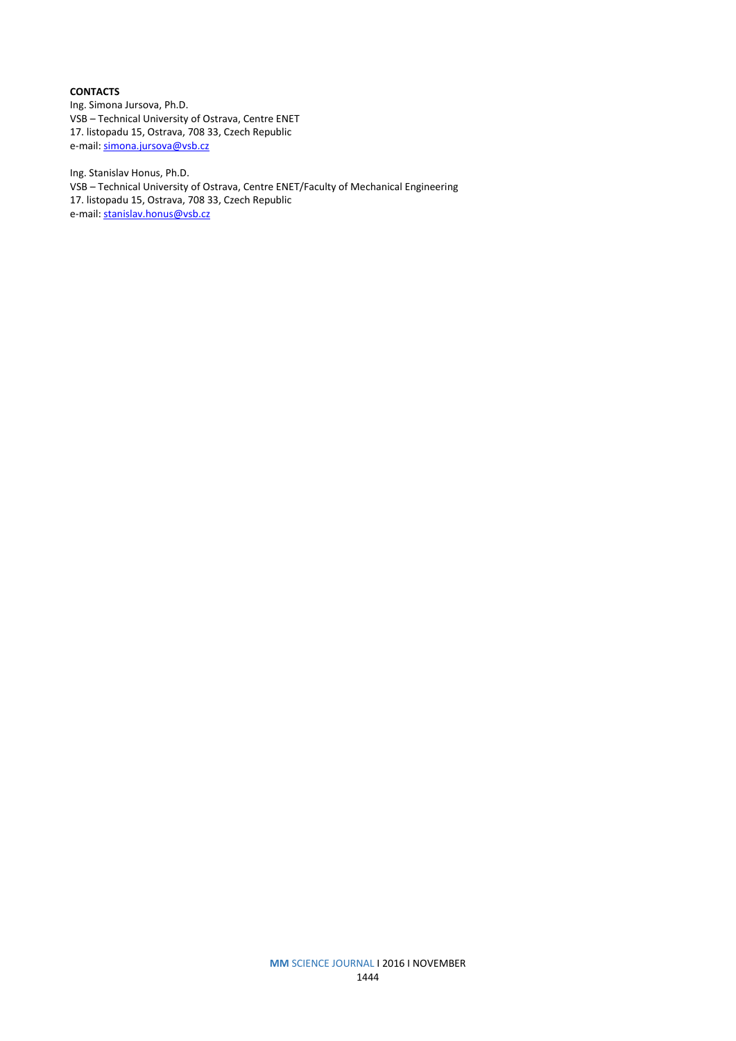**CONTACTS**

Ing. Simona Jursova, Ph.D.
VSB – Technical University of Ostrava, Centre ENET
17. listopadu 15, Ostrava, 708 33, Czech Republic
e-mail: simona.jursova@vsb.cz

Ing. Stanislav Honus, Ph.D.
VSB – Technical University of Ostrava, Centre ENET/Faculty of Mechanical Engineering
17. listopadu 15, Ostrava, 708 33, Czech Republic
e-mail: stanislav.honus@vsb.cz